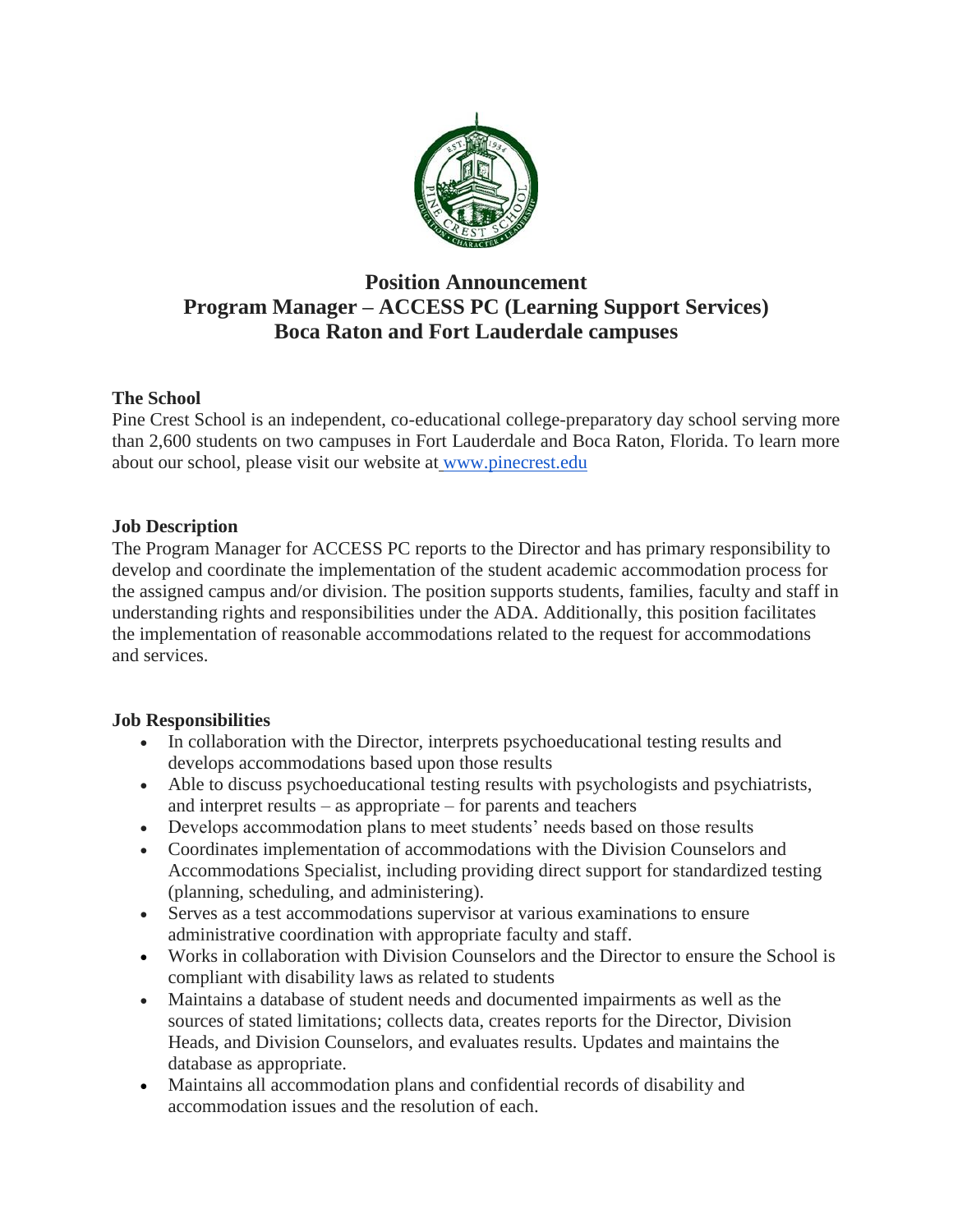# Position Announcement
# Program Manager – ACCESS PC (Learning Support Services)
# Boca Raton and Fort Lauderdale campuses

## The School

Pine Crest School is an independent, co-educational college-preparatory day school serving more than 2,600 students on two campuses in Fort Lauderdale and Boca Raton, Florida. To learn more about our school, please visit our website at [www.pinecrest.edu](http://www.pinecrest.edu)

## Job Description

The Program Manager for ACCESS PC reports to the Director and has primary responsibility to develop and coordinate the implementation of the student academic accommodation process for the assigned campus and/or division. The position supports students, families, faculty and staff in understanding rights and responsibilities under the ADA. Additionally, this position facilitates the implementation of reasonable accommodations related to the request for accommodations and services.

## Job Responsibilities

- In collaboration with the Director, interprets psychoeducational testing results and develops accommodations based upon those results
- Able to discuss psychoeducational testing results with psychologists and psychiatrists, and interpret results – as appropriate – for parents and teachers
- Develops accommodation plans to meet students' needs based on those results
- Coordinates implementation of accommodations with the Division Counselors and Accommodations Specialist, including providing direct support for standardized testing (planning, scheduling, and administering).
- Serves as a test accommodations supervisor at various examinations to ensure administrative coordination with appropriate faculty and staff.
- Works in collaboration with Division Counselors and the Director to ensure the School is compliant with disability laws as related to students
- Maintains a database of student needs and documented impairments as well as the sources of stated limitations; collects data, creates reports for the Director, Division Heads, and Division Counselors, and evaluates results. Updates and maintains the database as appropriate.
- Maintains all accommodation plans and confidential records of disability and accommodation issues and the resolution of each.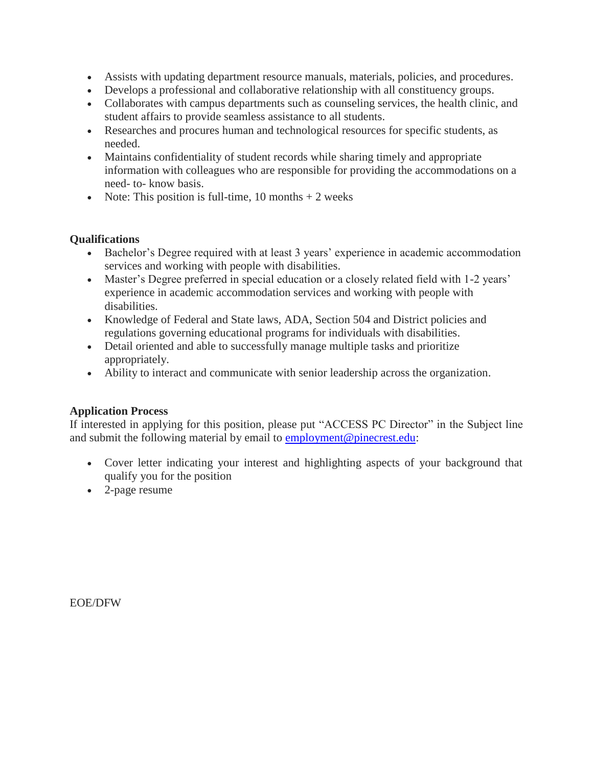- Assists with updating department resource manuals, materials, policies, and procedures.
- Develops a professional and collaborative relationship with all constituency groups.
- Collaborates with campus departments such as counseling services, the health clinic, and student affairs to provide seamless assistance to all students.
- Researches and procures human and technological resources for specific students, as needed.
- Maintains confidentiality of student records while sharing timely and appropriate information with colleagues who are responsible for providing the accommodations on a need- to- know basis.
- Note: This position is full-time, 10 months + 2 weeks

**Qualifications**

- Bachelor's Degree required with at least 3 years' experience in academic accommodation services and working with people with disabilities.
- Master's Degree preferred in special education or a closely related field with 1-2 years' experience in academic accommodation services and working with people with disabilities.
- Knowledge of Federal and State laws, ADA, Section 504 and District policies and regulations governing educational programs for individuals with disabilities.
- Detail oriented and able to successfully manage multiple tasks and prioritize appropriately.
- Ability to interact and communicate with senior leadership across the organization.

**Application Process**

If interested in applying for this position, please put "ACCESS PC Director" in the Subject line and submit the following material by email to employment@pinecrest.edu:

- Cover letter indicating your interest and highlighting aspects of your background that qualify you for the position
- 2-page resume

EOE/DFW